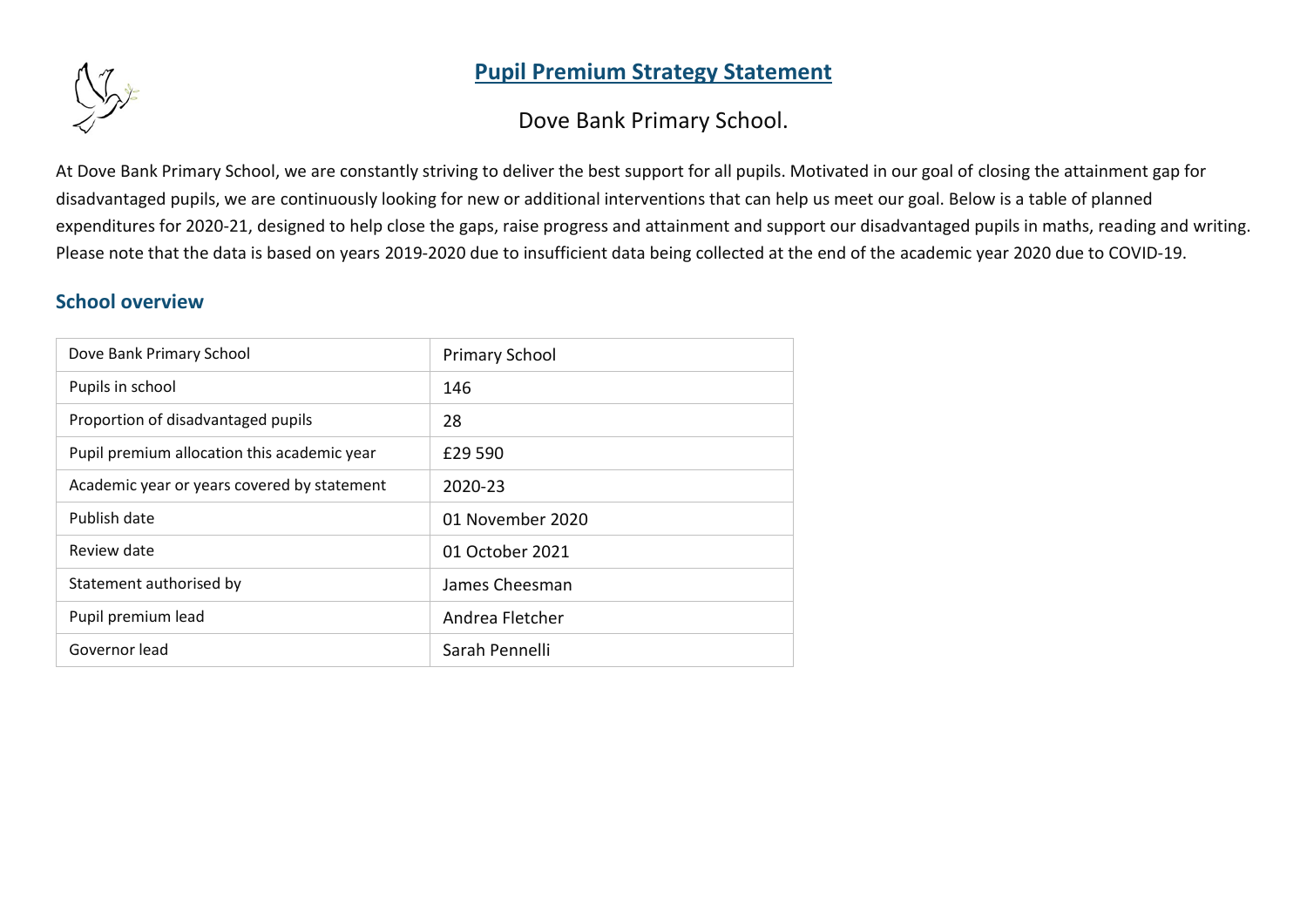# Pupil Premium Strategy Statement

Dove Bank Primary School.

At Dove Bank Primary School, we are constantly striving to deliver the best support for all pupils. Motivated in our goal of closing the attainment gap for disadvantaged pupils, we are continuously looking for new or additional interventions that can help us meet our goal. Below is a table of planned expenditures for 2020-21, designed to help close the gaps, raise progress and attainment and support our disadvantaged pupils in maths, reading and writing. Please note that the data is based on years 2019-2020 due to insufficient data being collected at the end of the academic year 2020 due to COVID-19.

## School overview

| Dove Bank Primary School | Primary School |
|---|---|
| Pupils in school | 146 |
| Proportion of disadvantaged pupils | 28 |
| Pupil premium allocation this academic year | £29 590 |
| Academic year or years covered by statement | 2020-23 |
| Publish date | 01 November 2020 |
| Review date | 01 October 2021 |
| Statement authorised by | James Cheesman |
| Pupil premium lead | Andrea Fletcher |
| Governor lead | Sarah Pennelli |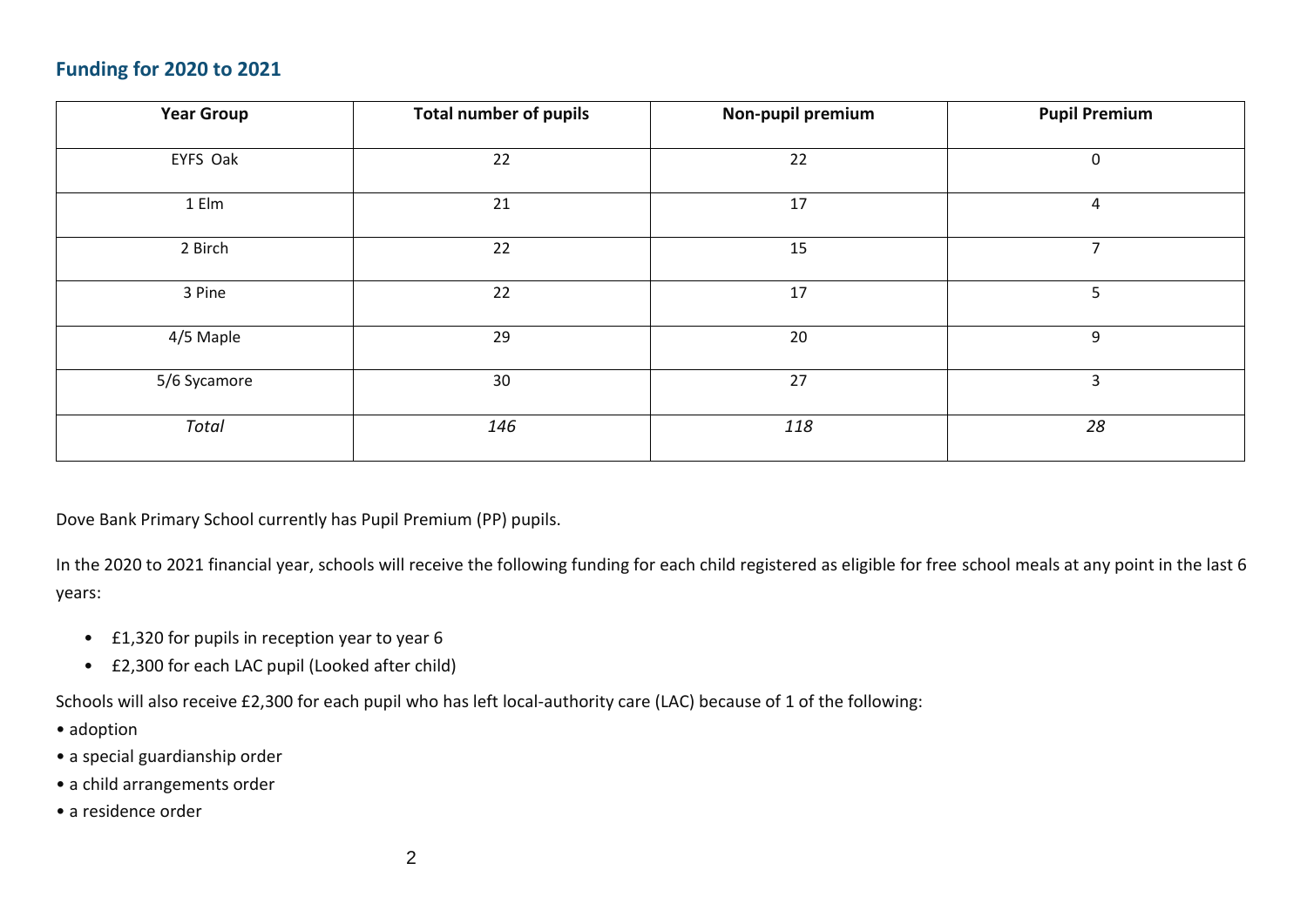## Funding for 2020 to 2021

| Year Group | Total number of pupils | Non-pupil premium | Pupil Premium |
|---|---|---|---|
| EYFS Oak | 22 | 22 | 0 |
| 1 Elm | 21 | 17 | 4 |
| 2 Birch | 22 | 15 | 7 |
| 3 Pine | 22 | 17 | 5 |
| 4/5 Maple | 29 | 20 | 9 |
| 5/6 Sycamore | 30 | 27 | 3 |
| *Total* | *146* | *118* | *28* |

Dove Bank Primary School currently has Pupil Premium (PP) pupils.

In the 2020 to 2021 financial year, schools will receive the following funding for each child registered as eligible for free school meals at any point in the last 6 years:

- £1,320 for pupils in reception year to year 6
- £2,300 for each LAC pupil (Looked after child)

Schools will also receive £2,300 for each pupil who has left local-authority care (LAC) because of 1 of the following:

- adoption
- a special guardianship order
- a child arrangements order
- a residence order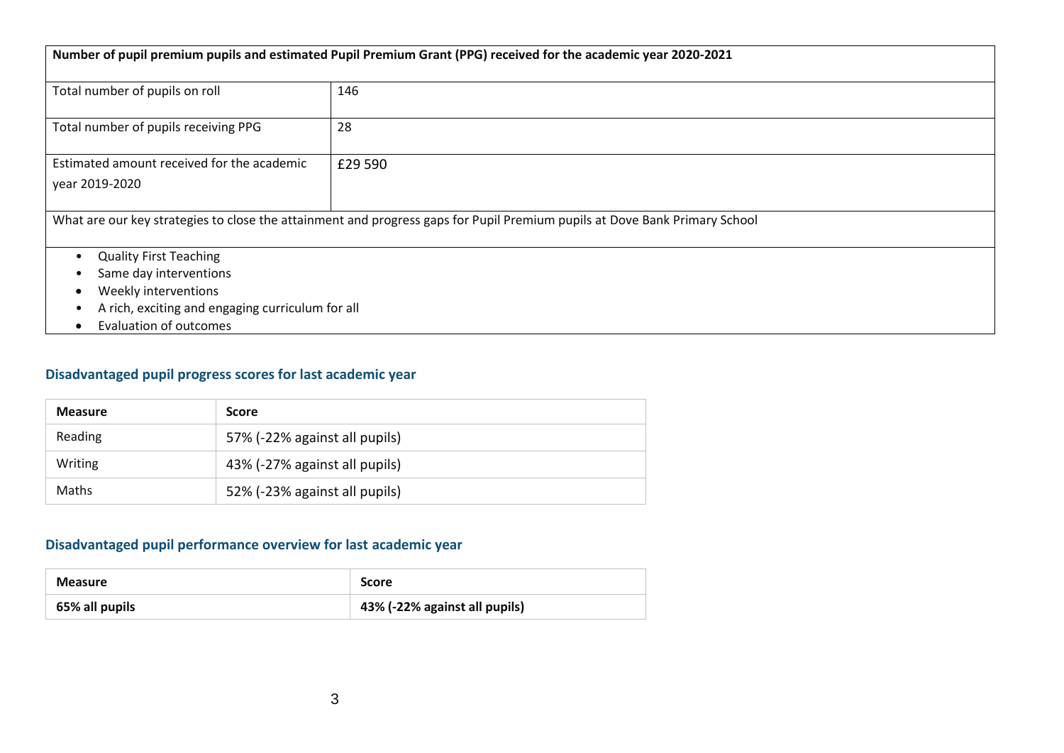| Number of pupil premium pupils and estimated Pupil Premium Grant (PPG) received for the academic year 2020-2021 | |
|---|---|
| Total number of pupils on roll | 146 |
| Total number of pupils receiving PPG | 28 |
| Estimated amount received for the academic year 2019-2020 | £29 590 |

What are our key strategies to close the attainment and progress gaps for Pupil Premium pupils at Dove Bank Primary School

- Quality First Teaching
- Same day interventions
- Weekly interventions
- A rich, exciting and engaging curriculum for all
- Evaluation of outcomes

## Disadvantaged pupil progress scores for last academic year

| Measure | Score |
|---|---|
| Reading | 57% (-22% against all pupils) |
| Writing | 43% (-27% against all pupils) |
| Maths | 52% (-23% against all pupils) |

## Disadvantaged pupil performance overview for last academic year

| Measure | Score |
|---|---|
| **65% all pupils** | **43% (-22% against all pupils)** |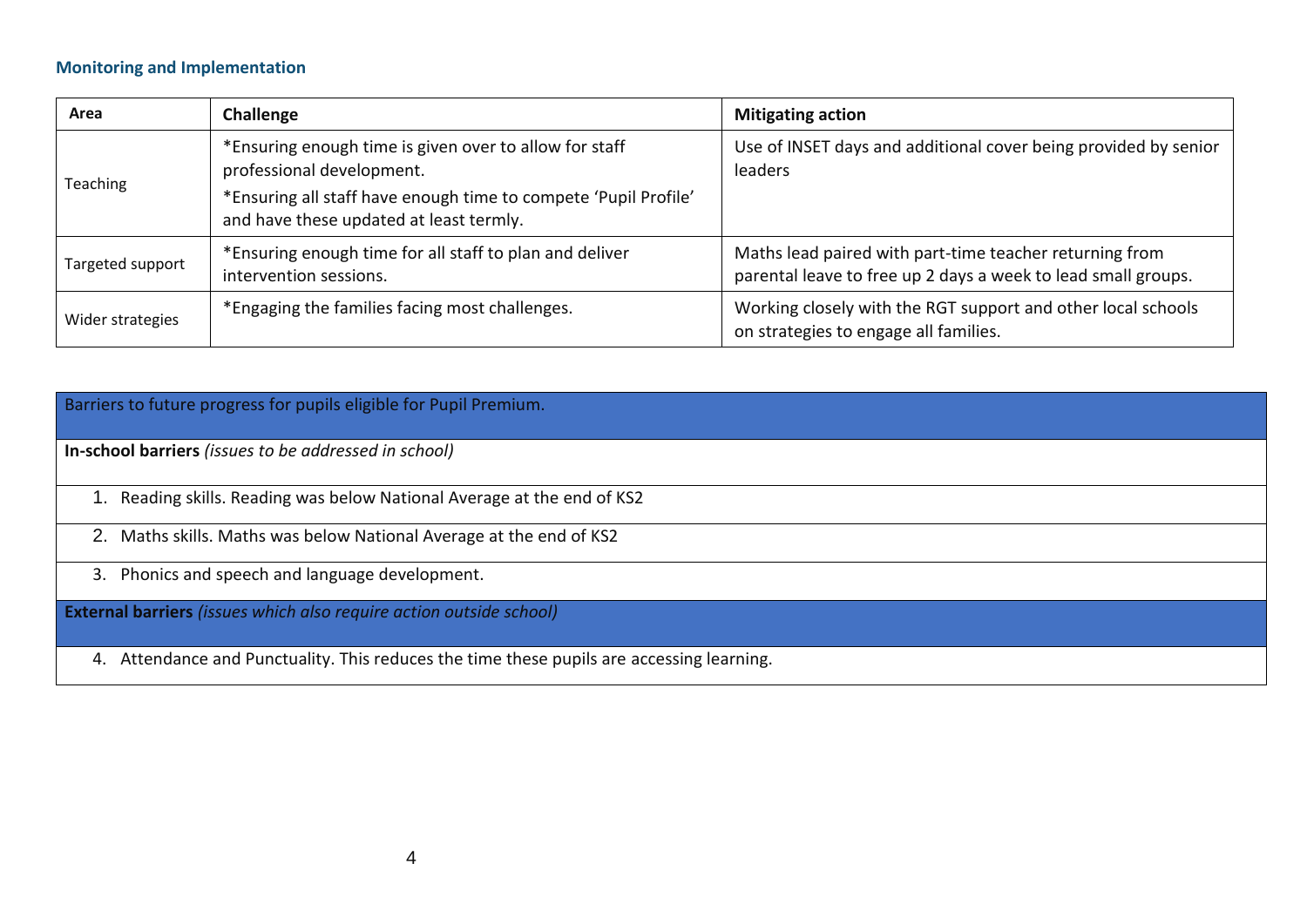## Monitoring and Implementation

| Area | Challenge | Mitigating action |
|---|---|---|
| Teaching | *Ensuring enough time is given over to allow for staff professional development.<br>*Ensuring all staff have enough time to compete 'Pupil Profile' and have these updated at least termly. | Use of INSET days and additional cover being provided by senior leaders |
| Targeted support | *Ensuring enough time for all staff to plan and deliver intervention sessions. | Maths lead paired with part-time teacher returning from parental leave to free up 2 days a week to lead small groups. |
| Wider strategies | *Engaging the families facing most challenges. | Working closely with the RGT support and other local schools on strategies to engage all families. |

| Barriers to future progress for pupils eligible for Pupil Premium. |
|---|
| **In-school barriers** *(issues to be addressed in school)* |
| 1. Reading skills. Reading was below National Average at the end of KS2 |
| 2. Maths skills. Maths was below National Average at the end of KS2 |
| 3. Phonics and speech and language development. |
| **External barriers** *(issues which also require action outside school)* |
| 4. Attendance and Punctuality. This reduces the time these pupils are accessing learning. |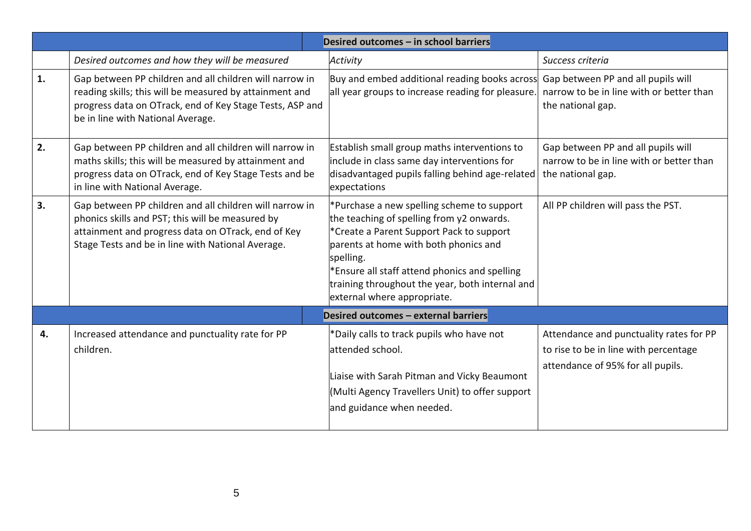| | | | |
|---|---|---|---|
| | | **Desired outcomes – in school barriers** | |
| | *Desired outcomes and how they will be measured* | *Activity* | *Success criteria* |
| **1.** | Gap between PP children and all children will narrow in reading skills; this will be measured by attainment and progress data on OTrack, end of Key Stage Tests, ASP and be in line with National Average. | Buy and embed additional reading books across all year groups to increase reading for pleasure. | Gap between PP and all pupils will narrow to be in line with or better than the national gap. |
| **2.** | Gap between PP children and all children will narrow in maths skills; this will be measured by attainment and progress data on OTrack, end of Key Stage Tests and be in line with National Average. | Establish small group maths interventions to include in class same day interventions for disadvantaged pupils falling behind age-related expectations | Gap between PP and all pupils will narrow to be in line with or better than the national gap. |
| **3.** | Gap between PP children and all children will narrow in phonics skills and PST; this will be measured by attainment and progress data on OTrack, end of Key Stage Tests and be in line with National Average. | *Purchase a new spelling scheme to support the teaching of spelling from y2 onwards.<br>*Create a Parent Support Pack to support parents at home with both phonics and spelling.<br>*Ensure all staff attend phonics and spelling training throughout the year, both internal and external where appropriate. | All PP children will pass the PST. |
| | | **Desired outcomes – external barriers** | |
| **4.** | Increased attendance and punctuality rate for PP children. | *Daily calls to track pupils who have not attended school.<br><br>Liaise with Sarah Pitman and Vicky Beaumont (Multi Agency Travellers Unit) to offer support and guidance when needed. | Attendance and punctuality rates for PP to rise to be in line with percentage attendance of 95% for all pupils. |